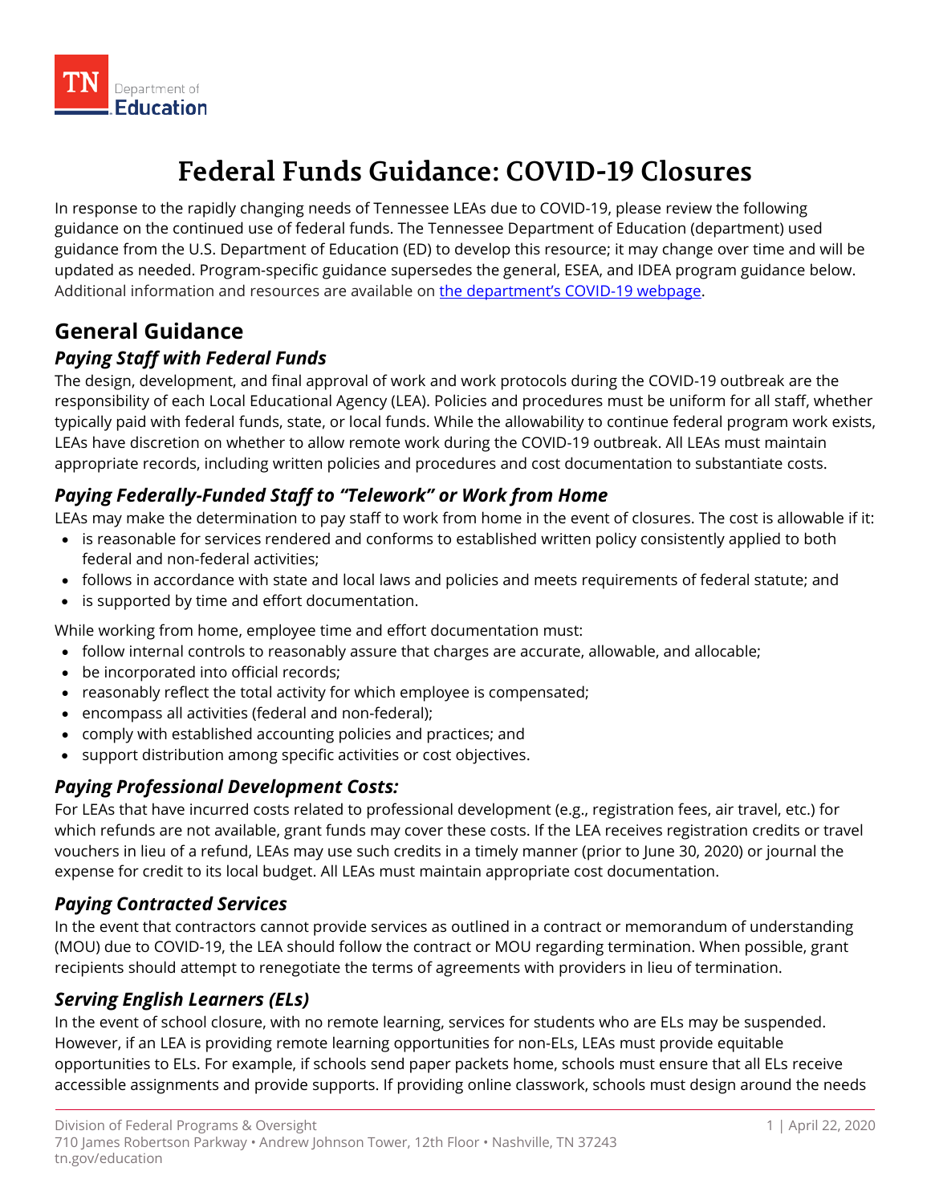# Federal Funds Guidance: COVID-19 Closures

In response to the rapidly changing needs of Tennessee LEAs due to COVID-19, please review the following guidance on the continued use of federal funds. The Tennessee Department of Education (department) used guidance from the U.S. Department of Education (ED) to develop this resource; it may change over time and will be updated as needed. Program-specific guidance supersedes the general, ESEA, and IDEA program guidance below. Additional information and resources are available on [the department's COVID-19 webpage](#).

## General Guidance

### *Paying Staff with Federal Funds*

The design, development, and final approval of work and work protocols during the COVID-19 outbreak are the responsibility of each Local Educational Agency (LEA). Policies and procedures must be uniform for all staff, whether typically paid with federal funds, state, or local funds. While the allowability to continue federal program work exists, LEAs have discretion on whether to allow remote work during the COVID-19 outbreak. All LEAs must maintain appropriate records, including written policies and procedures and cost documentation to substantiate costs.

### *Paying Federally-Funded Staff to "Telework" or Work from Home*

LEAs may make the determination to pay staff to work from home in the event of closures. The cost is allowable if it:

- is reasonable for services rendered and conforms to established written policy consistently applied to both federal and non-federal activities;
- follows in accordance with state and local laws and policies and meets requirements of federal statute; and
- is supported by time and effort documentation.

While working from home, employee time and effort documentation must:

- follow internal controls to reasonably assure that charges are accurate, allowable, and allocable;
- be incorporated into official records;
- reasonably reflect the total activity for which employee is compensated;
- encompass all activities (federal and non-federal);
- comply with established accounting policies and practices; and
- support distribution among specific activities or cost objectives.

### *Paying Professional Development Costs:*

For LEAs that have incurred costs related to professional development (e.g., registration fees, air travel, etc.) for which refunds are not available, grant funds may cover these costs. If the LEA receives registration credits or travel vouchers in lieu of a refund, LEAs may use such credits in a timely manner (prior to June 30, 2020) or journal the expense for credit to its local budget. All LEAs must maintain appropriate cost documentation.

### *Paying Contracted Services*

In the event that contractors cannot provide services as outlined in a contract or memorandum of understanding (MOU) due to COVID-19, the LEA should follow the contract or MOU regarding termination. When possible, grant recipients should attempt to renegotiate the terms of agreements with providers in lieu of termination.

### *Serving English Learners (ELs)*

In the event of school closure, with no remote learning, services for students who are ELs may be suspended. However, if an LEA is providing remote learning opportunities for non-ELs, LEAs must provide equitable opportunities to ELs. For example, if schools send paper packets home, schools must ensure that all ELs receive accessible assignments and provide supports. If providing online classwork, schools must design around the needs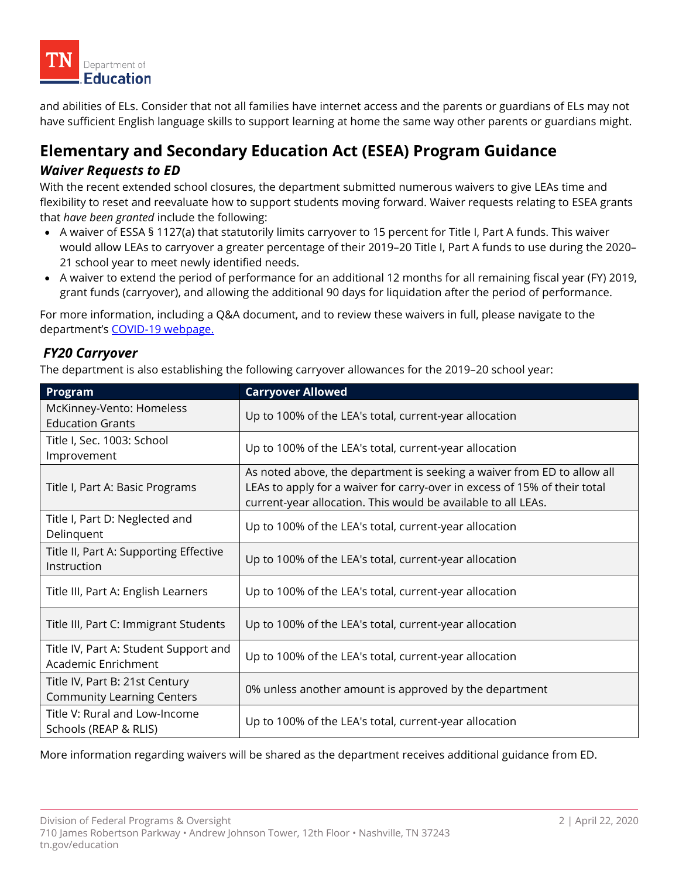and abilities of ELs. Consider that not all families have internet access and the parents or guardians of ELs may not have sufficient English language skills to support learning at home the same way other parents or guardians might.

## Elementary and Secondary Education Act (ESEA) Program Guidance

### *Waiver Requests to ED*

With the recent extended school closures, the department submitted numerous waivers to give LEAs time and flexibility to reset and reevaluate how to support students moving forward. Waiver requests relating to ESEA grants that *have been granted* include the following:

- A waiver of ESSA § 1127(a) that statutorily limits carryover to 15 percent for Title I, Part A funds. This waiver would allow LEAs to carryover a greater percentage of their 2019–20 Title I, Part A funds to use during the 2020–21 school year to meet newly identified needs.
- A waiver to extend the period of performance for an additional 12 months for all remaining fiscal year (FY) 2019, grant funds (carryover), and allowing the additional 90 days for liquidation after the period of performance.

For more information, including a Q&A document, and to review these waivers in full, please navigate to the department's [COVID-19 webpage.]()

### *FY20 Carryover*

The department is also establishing the following carryover allowances for the 2019–20 school year:

| Program | Carryover Allowed |
|---|---|
| McKinney-Vento: Homeless Education Grants | Up to 100% of the LEA's total, current-year allocation |
| Title I, Sec. 1003: School Improvement | Up to 100% of the LEA's total, current-year allocation |
| Title I, Part A: Basic Programs | As noted above, the department is seeking a waiver from ED to allow all LEAs to apply for a waiver for carry-over in excess of 15% of their total current-year allocation. This would be available to all LEAs. |
| Title I, Part D: Neglected and Delinquent | Up to 100% of the LEA's total, current-year allocation |
| Title II, Part A: Supporting Effective Instruction | Up to 100% of the LEA's total, current-year allocation |
| Title III, Part A: English Learners | Up to 100% of the LEA's total, current-year allocation |
| Title III, Part C: Immigrant Students | Up to 100% of the LEA's total, current-year allocation |
| Title IV, Part A: Student Support and Academic Enrichment | Up to 100% of the LEA's total, current-year allocation |
| Title IV, Part B: 21st Century Community Learning Centers | 0% unless another amount is approved by the department |
| Title V: Rural and Low-Income Schools (REAP & RLIS) | Up to 100% of the LEA's total, current-year allocation |

More information regarding waivers will be shared as the department receives additional guidance from ED.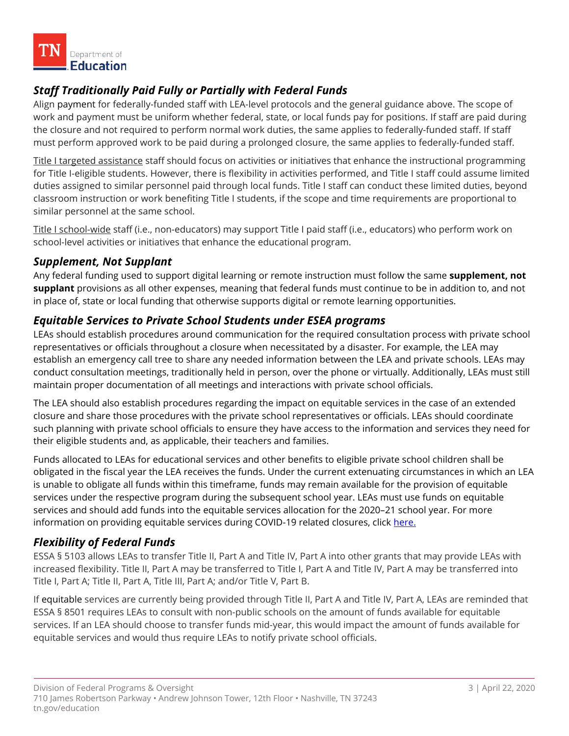### *Staff Traditionally Paid Fully or Partially with Federal Funds*

Align payment for federally-funded staff with LEA-level protocols and the general guidance above. The scope of work and payment must be uniform whether federal, state, or local funds pay for positions. If staff are paid during the closure and not required to perform normal work duties, the same applies to federally-funded staff. If staff must perform approved work to be paid during a prolonged closure, the same applies to federally-funded staff.

Title I targeted assistance staff should focus on activities or initiatives that enhance the instructional programming for Title I-eligible students. However, there is flexibility in activities performed, and Title I staff could assume limited duties assigned to similar personnel paid through local funds. Title I staff can conduct these limited duties, beyond classroom instruction or work benefiting Title I students, if the scope and time requirements are proportional to similar personnel at the same school.

Title I school-wide staff (i.e., non-educators) may support Title I paid staff (i.e., educators) who perform work on school-level activities or initiatives that enhance the educational program.

### *Supplement, Not Supplant*

Any federal funding used to support digital learning or remote instruction must follow the same **supplement, not supplant** provisions as all other expenses, meaning that federal funds must continue to be in addition to, and not in place of, state or local funding that otherwise supports digital or remote learning opportunities.

### *Equitable Services to Private School Students under ESEA programs*

LEAs should establish procedures around communication for the required consultation process with private school representatives or officials throughout a closure when necessitated by a disaster. For example, the LEA may establish an emergency call tree to share any needed information between the LEA and private schools. LEAs may conduct consultation meetings, traditionally held in person, over the phone or virtually. Additionally, LEAs must still maintain proper documentation of all meetings and interactions with private school officials.

The LEA should also establish procedures regarding the impact on equitable services in the case of an extended closure and share those procedures with the private school representatives or officials. LEAs should coordinate such planning with private school officials to ensure they have access to the information and services they need for their eligible students and, as applicable, their teachers and families.

Funds allocated to LEAs for educational services and other benefits to eligible private school children shall be obligated in the fiscal year the LEA receives the funds. Under the current extenuating circumstances in which an LEA is unable to obligate all funds within this timeframe, funds may remain available for the provision of equitable services under the respective program during the subsequent school year. LEAs must use funds on equitable services and should add funds into the equitable services allocation for the 2020–21 school year. For more information on providing equitable services during COVID-19 related closures, click here.

### *Flexibility of Federal Funds*

ESSA § 5103 allows LEAs to transfer Title II, Part A and Title IV, Part A into other grants that may provide LEAs with increased flexibility. Title II, Part A may be transferred to Title I, Part A and Title IV, Part A may be transferred into Title I, Part A; Title II, Part A, Title III, Part A; and/or Title V, Part B.

If equitable services are currently being provided through Title II, Part A and Title IV, Part A, LEAs are reminded that ESSA § 8501 requires LEAs to consult with non-public schools on the amount of funds available for equitable services. If an LEA should choose to transfer funds mid-year, this would impact the amount of funds available for equitable services and would thus require LEAs to notify private school officials.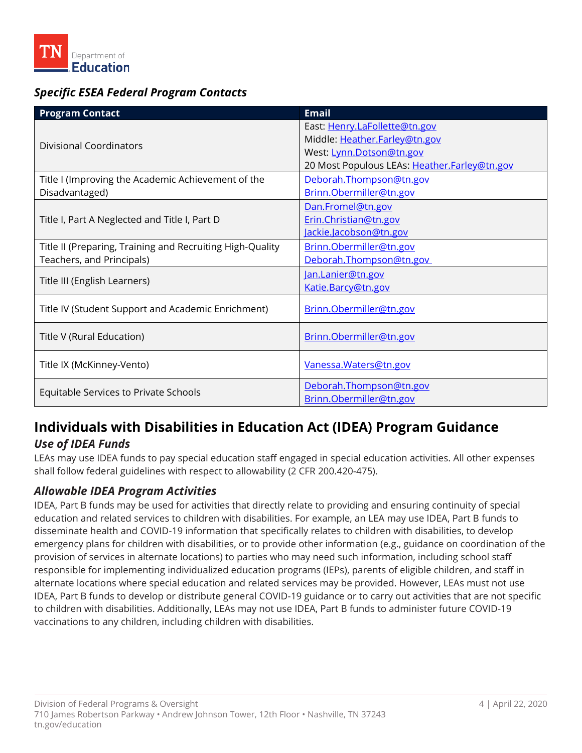### *Specific ESEA Federal Program Contacts*

| Program Contact | Email |
| --- | --- |
| Divisional Coordinators | East: Henry.LaFollette@tn.gov<br>Middle: Heather.Farley@tn.gov<br>West: Lynn.Dotson@tn.gov<br>20 Most Populous LEAs: Heather.Farley@tn.gov |
| Title I (Improving the Academic Achievement of the Disadvantaged) | Deborah.Thompson@tn.gov<br>Brinn.Obermiller@tn.gov |
| Title I, Part A Neglected and Title I, Part D | Dan.Fromel@tn.gov<br>Erin.Christian@tn.gov<br>Jackie.Jacobson@tn.gov |
| Title II (Preparing, Training and Recruiting High-Quality Teachers, and Principals) | Brinn.Obermiller@tn.gov<br>Deborah.Thompson@tn.gov |
| Title III (English Learners) | Jan.Lanier@tn.gov<br>Katie.Barcy@tn.gov |
| Title IV (Student Support and Academic Enrichment) | Brinn.Obermiller@tn.gov |
| Title V (Rural Education) | Brinn.Obermiller@tn.gov |
| Title IX (McKinney-Vento) | Vanessa.Waters@tn.gov |
| Equitable Services to Private Schools | Deborah.Thompson@tn.gov<br>Brinn.Obermiller@tn.gov |

## Individuals with Disabilities in Education Act (IDEA) Program Guidance

### *Use of IDEA Funds*

LEAs may use IDEA funds to pay special education staff engaged in special education activities. All other expenses shall follow federal guidelines with respect to allowability (2 CFR 200.420-475).

### *Allowable IDEA Program Activities*

IDEA, Part B funds may be used for activities that directly relate to providing and ensuring continuity of special education and related services to children with disabilities. For example, an LEA may use IDEA, Part B funds to disseminate health and COVID-19 information that specifically relates to children with disabilities, to develop emergency plans for children with disabilities, or to provide other information (e.g., guidance on coordination of the provision of services in alternate locations) to parties who may need such information, including school staff responsible for implementing individualized education programs (IEPs), parents of eligible children, and staff in alternate locations where special education and related services may be provided. However, LEAs must not use IDEA, Part B funds to develop or distribute general COVID-19 guidance or to carry out activities that are not specific to children with disabilities. Additionally, LEAs may not use IDEA, Part B funds to administer future COVID-19 vaccinations to any children, including children with disabilities.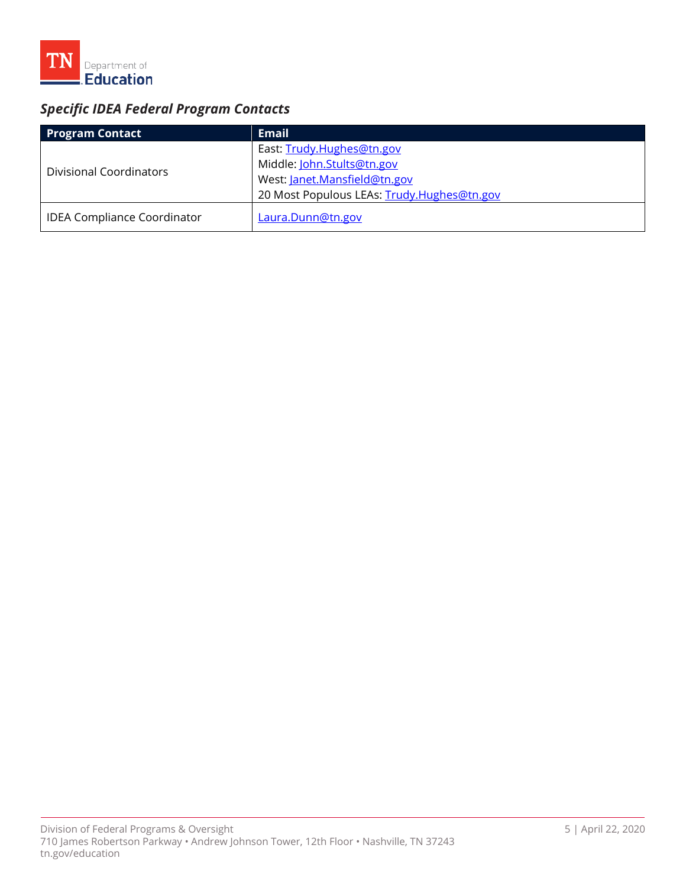### *Specific IDEA Federal Program Contacts*

| Program Contact | Email |
| --- | --- |
| Divisional Coordinators | East: Trudy.Hughes@tn.gov<br>Middle: John.Stults@tn.gov<br>West: Janet.Mansfield@tn.gov<br>20 Most Populous LEAs: Trudy.Hughes@tn.gov |
| IDEA Compliance Coordinator | Laura.Dunn@tn.gov |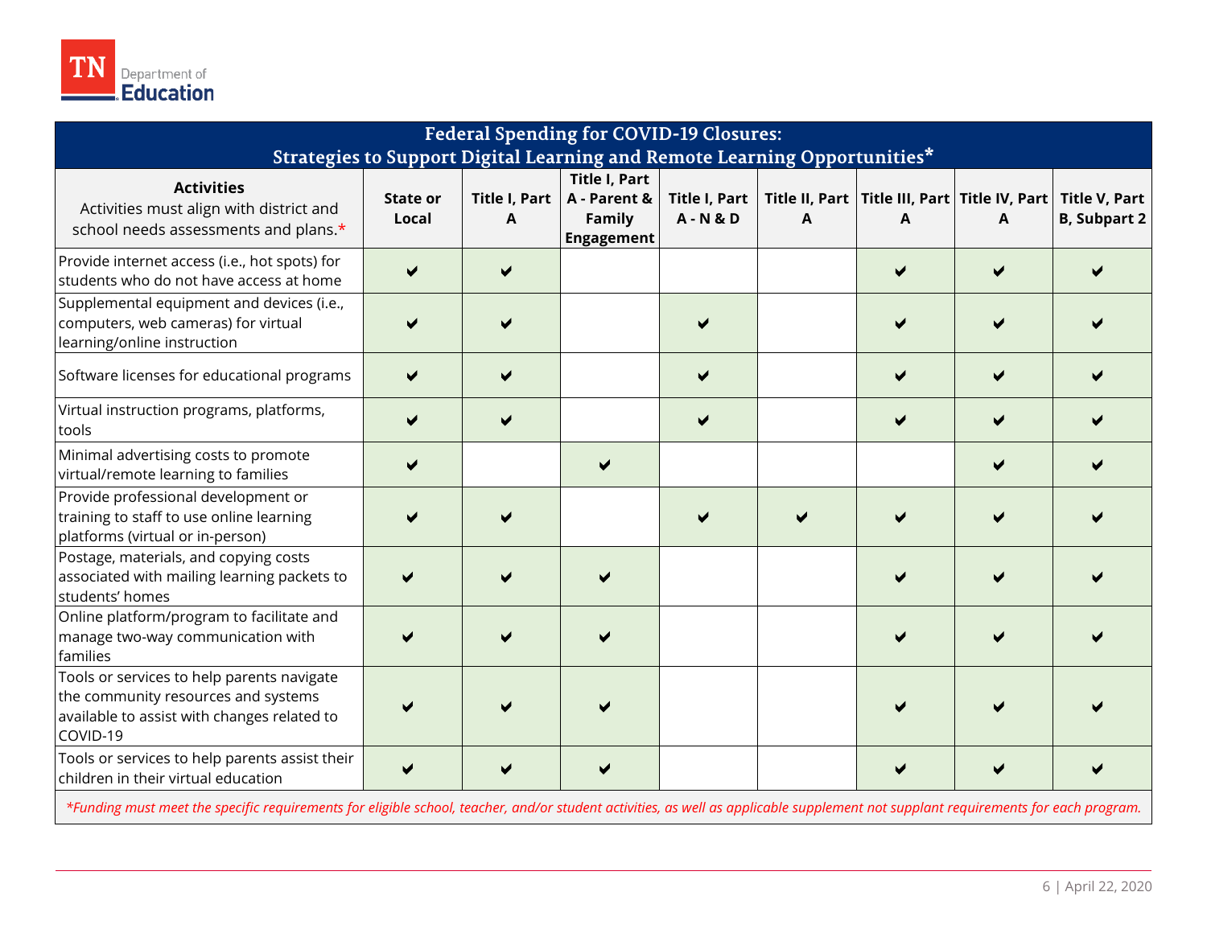## Federal Spending for COVID-19 Closures: Strategies to Support Digital Learning and Remote Learning Opportunities*

| **Activities** Activities must align with district and school needs assessments and plans.* | **State or Local** | **Title I, Part A** | **Title I, Part A - Parent & Family Engagement** | **Title I, Part A - N & D** | **Title II, Part A** | **Title III, Part A** | **Title IV, Part A** | **Title V, Part B, Subpart 2** |
|---|---|---|---|---|---|---|---|---|
| Provide internet access (i.e., hot spots) for students who do not have access at home | ✔ | ✔ | | | | ✔ | ✔ | ✔ |
| Supplemental equipment and devices (i.e., computers, web cameras) for virtual learning/online instruction | ✔ | ✔ | | ✔ | | ✔ | ✔ | ✔ |
| Software licenses for educational programs | ✔ | ✔ | | ✔ | | ✔ | ✔ | ✔ |
| Virtual instruction programs, platforms, tools | ✔ | ✔ | | ✔ | | ✔ | ✔ | ✔ |
| Minimal advertising costs to promote virtual/remote learning to families | ✔ | | ✔ | | | | ✔ | ✔ |
| Provide professional development or training to staff to use online learning platforms (virtual or in-person) | ✔ | ✔ | | ✔ | ✔ | ✔ | ✔ | ✔ |
| Postage, materials, and copying costs associated with mailing learning packets to students' homes | ✔ | ✔ | ✔ | | | ✔ | ✔ | ✔ |
| Online platform/program to facilitate and manage two-way communication with families | ✔ | ✔ | ✔ | | | ✔ | ✔ | ✔ |
| Tools or services to help parents navigate the community resources and systems available to assist with changes related to COVID-19 | ✔ | ✔ | ✔ | | | ✔ | ✔ | ✔ |
| Tools or services to help parents assist their children in their virtual education | ✔ | ✔ | ✔ | | | ✔ | ✔ | ✔ |

*\*Funding must meet the specific requirements for eligible school, teacher, and/or student activities, as well as applicable supplement not supplant requirements for each program.*